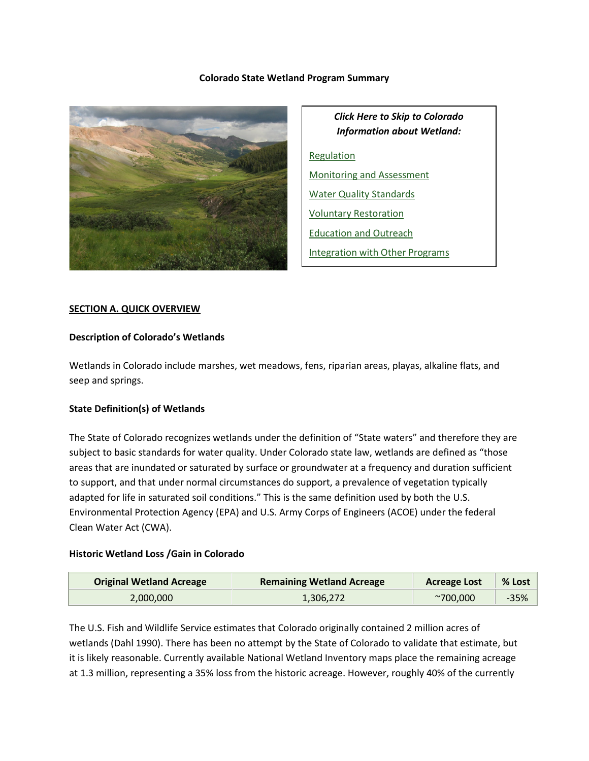# Colorado State Wetland Program Summary

*Click Here to Skip to Colorado Information about Wetland:*

- Regulation
- Monitoring and Assessment
- Water Quality Standards
- Voluntary Restoration
- Education and Outreach
- Integration with Other Programs

## SECTION A. QUICK OVERVIEW

### Description of Colorado's Wetlands

Wetlands in Colorado include marshes, wet meadows, fens, riparian areas, playas, alkaline flats, and seep and springs.

### State Definition(s) of Wetlands

The State of Colorado recognizes wetlands under the definition of "State waters" and therefore they are subject to basic standards for water quality. Under Colorado state law, wetlands are defined as "those areas that are inundated or saturated by surface or groundwater at a frequency and duration sufficient to support, and that under normal circumstances do support, a prevalence of vegetation typically adapted for life in saturated soil conditions." This is the same definition used by both the U.S. Environmental Protection Agency (EPA) and U.S. Army Corps of Engineers (ACOE) under the federal Clean Water Act (CWA).

### Historic Wetland Loss /Gain in Colorado

| Original Wetland Acreage | Remaining Wetland Acreage | Acreage Lost | % Lost |
|---|---|---|---|
| 2,000,000 | 1,306,272 | ~700,000 | -35% |

The U.S. Fish and Wildlife Service estimates that Colorado originally contained 2 million acres of wetlands (Dahl 1990). There has been no attempt by the State of Colorado to validate that estimate, but it is likely reasonable. Currently available National Wetland Inventory maps place the remaining acreage at 1.3 million, representing a 35% loss from the historic acreage. However, roughly 40% of the currently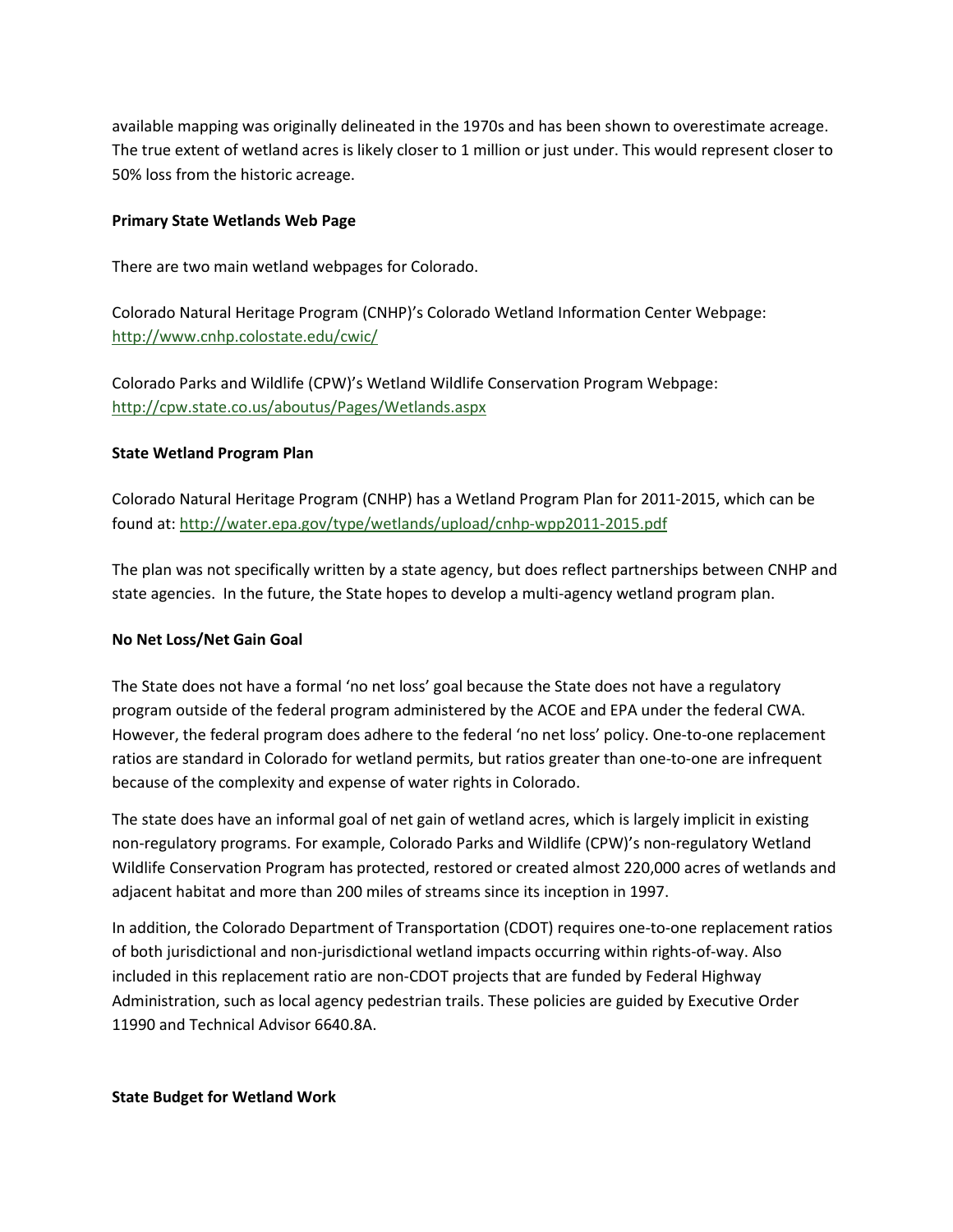available mapping was originally delineated in the 1970s and has been shown to overestimate acreage. The true extent of wetland acres is likely closer to 1 million or just under. This would represent closer to 50% loss from the historic acreage.

**Primary State Wetlands Web Page**

There are two main wetland webpages for Colorado.

Colorado Natural Heritage Program (CNHP)'s Colorado Wetland Information Center Webpage: http://www.cnhp.colostate.edu/cwic/

Colorado Parks and Wildlife (CPW)'s Wetland Wildlife Conservation Program Webpage: http://cpw.state.co.us/aboutus/Pages/Wetlands.aspx

**State Wetland Program Plan**

Colorado Natural Heritage Program (CNHP) has a Wetland Program Plan for 2011-2015, which can be found at: http://water.epa.gov/type/wetlands/upload/cnhp-wpp2011-2015.pdf

The plan was not specifically written by a state agency, but does reflect partnerships between CNHP and state agencies. In the future, the State hopes to develop a multi-agency wetland program plan.

**No Net Loss/Net Gain Goal**

The State does not have a formal 'no net loss' goal because the State does not have a regulatory program outside of the federal program administered by the ACOE and EPA under the federal CWA. However, the federal program does adhere to the federal 'no net loss' policy. One-to-one replacement ratios are standard in Colorado for wetland permits, but ratios greater than one-to-one are infrequent because of the complexity and expense of water rights in Colorado.

The state does have an informal goal of net gain of wetland acres, which is largely implicit in existing non-regulatory programs. For example, Colorado Parks and Wildlife (CPW)'s non-regulatory Wetland Wildlife Conservation Program has protected, restored or created almost 220,000 acres of wetlands and adjacent habitat and more than 200 miles of streams since its inception in 1997.

In addition, the Colorado Department of Transportation (CDOT) requires one-to-one replacement ratios of both jurisdictional and non-jurisdictional wetland impacts occurring within rights-of-way. Also included in this replacement ratio are non-CDOT projects that are funded by Federal Highway Administration, such as local agency pedestrian trails. These policies are guided by Executive Order 11990 and Technical Advisor 6640.8A.

**State Budget for Wetland Work**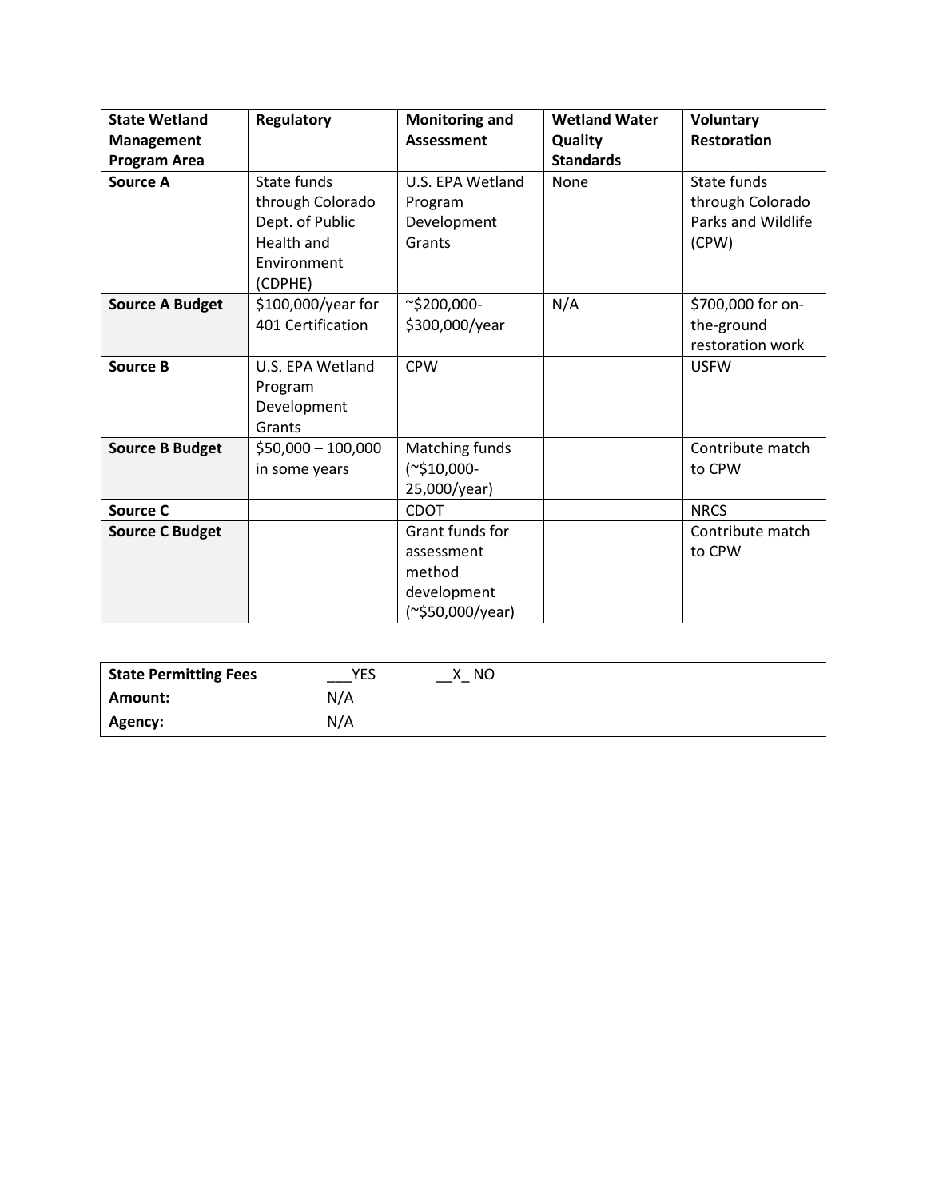| State Wetland Management Program Area | Regulatory | Monitoring and Assessment | Wetland Water Quality Standards | Voluntary Restoration |
|---|---|---|---|---|
| **Source A** | State funds through Colorado Dept. of Public Health and Environment (CDPHE) | U.S. EPA Wetland Program Development Grants | None | State funds through Colorado Parks and Wildlife (CPW) |
| **Source A Budget** | $100,000/year for 401 Certification | ~$200,000-$300,000/year | N/A | $700,000 for on-the-ground restoration work |
| **Source B** | U.S. EPA Wetland Program Development Grants | CPW | | USFW |
| **Source B Budget** | $50,000 – 100,000 in some years | Matching funds (~$10,000-25,000/year) | | Contribute match to CPW |
| **Source C** | | CDOT | | NRCS |
| **Source C Budget** | | Grant funds for assessment method development (~$50,000/year) | | Contribute match to CPW |

| **State Permitting Fees** | ___YES | __X_ NO |
|---|---|---|
| **Amount:** | N/A | |
| **Agency:** | N/A | |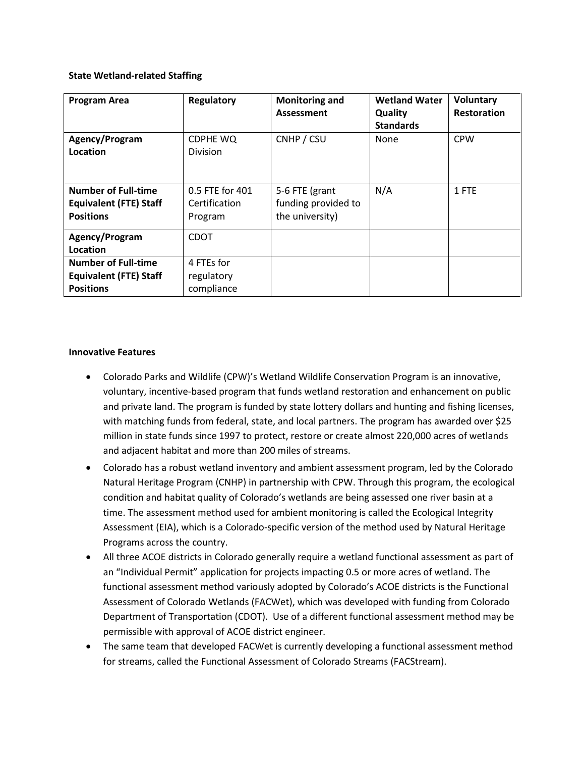**State Wetland-related Staffing**

| Program Area | Regulatory | Monitoring and Assessment | Wetland Water Quality Standards | Voluntary Restoration |
|---|---|---|---|---|
| **Agency/Program Location** | CDPHE WQ Division | CNHP / CSU | None | CPW |
| **Number of Full-time Equivalent (FTE) Staff Positions** | 0.5 FTE for 401 Certification Program | 5-6 FTE (grant funding provided to the university) | N/A | 1 FTE |
| **Agency/Program Location** | CDOT | | | |
| **Number of Full-time Equivalent (FTE) Staff Positions** | 4 FTEs for regulatory compliance | | | |

**Innovative Features**

- Colorado Parks and Wildlife (CPW)'s Wetland Wildlife Conservation Program is an innovative, voluntary, incentive-based program that funds wetland restoration and enhancement on public and private land. The program is funded by state lottery dollars and hunting and fishing licenses, with matching funds from federal, state, and local partners. The program has awarded over $25 million in state funds since 1997 to protect, restore or create almost 220,000 acres of wetlands and adjacent habitat and more than 200 miles of streams.
- Colorado has a robust wetland inventory and ambient assessment program, led by the Colorado Natural Heritage Program (CNHP) in partnership with CPW. Through this program, the ecological condition and habitat quality of Colorado's wetlands are being assessed one river basin at a time. The assessment method used for ambient monitoring is called the Ecological Integrity Assessment (EIA), which is a Colorado-specific version of the method used by Natural Heritage Programs across the country.
- All three ACOE districts in Colorado generally require a wetland functional assessment as part of an "Individual Permit" application for projects impacting 0.5 or more acres of wetland. The functional assessment method variously adopted by Colorado's ACOE districts is the Functional Assessment of Colorado Wetlands (FACWet), which was developed with funding from Colorado Department of Transportation (CDOT). Use of a different functional assessment method may be permissible with approval of ACOE district engineer.
- The same team that developed FACWet is currently developing a functional assessment method for streams, called the Functional Assessment of Colorado Streams (FACStream).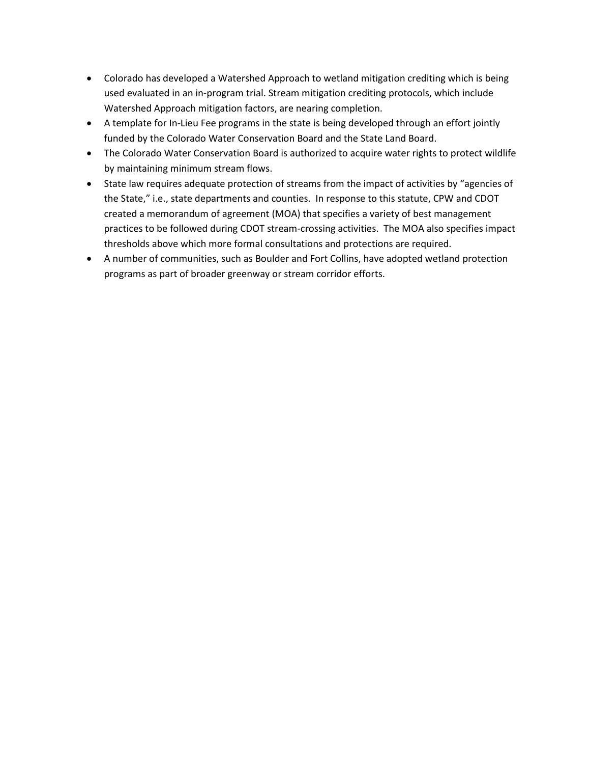- Colorado has developed a Watershed Approach to wetland mitigation crediting which is being used evaluated in an in-program trial. Stream mitigation crediting protocols, which include Watershed Approach mitigation factors, are nearing completion.
- A template for In-Lieu Fee programs in the state is being developed through an effort jointly funded by the Colorado Water Conservation Board and the State Land Board.
- The Colorado Water Conservation Board is authorized to acquire water rights to protect wildlife by maintaining minimum stream flows.
- State law requires adequate protection of streams from the impact of activities by "agencies of the State," i.e., state departments and counties. In response to this statute, CPW and CDOT created a memorandum of agreement (MOA) that specifies a variety of best management practices to be followed during CDOT stream-crossing activities. The MOA also specifies impact thresholds above which more formal consultations and protections are required.
- A number of communities, such as Boulder and Fort Collins, have adopted wetland protection programs as part of broader greenway or stream corridor efforts.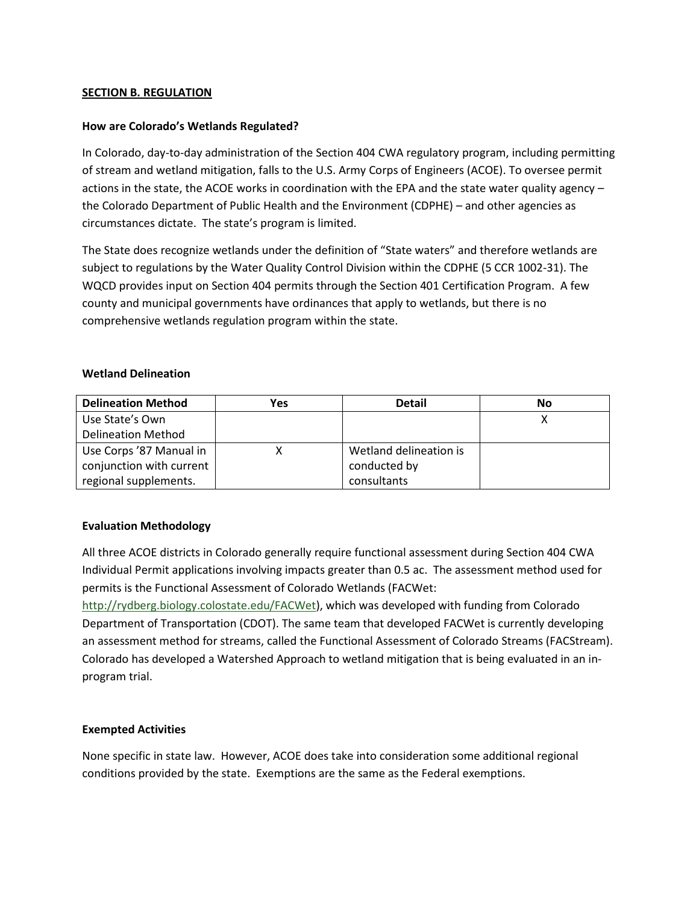## SECTION B. REGULATION

### How are Colorado's Wetlands Regulated?

In Colorado, day-to-day administration of the Section 404 CWA regulatory program, including permitting of stream and wetland mitigation, falls to the U.S. Army Corps of Engineers (ACOE). To oversee permit actions in the state, the ACOE works in coordination with the EPA and the state water quality agency – the Colorado Department of Public Health and the Environment (CDPHE) – and other agencies as circumstances dictate. The state's program is limited.

The State does recognize wetlands under the definition of "State waters" and therefore wetlands are subject to regulations by the Water Quality Control Division within the CDPHE (5 CCR 1002-31). The WQCD provides input on Section 404 permits through the Section 401 Certification Program. A few county and municipal governments have ordinances that apply to wetlands, but there is no comprehensive wetlands regulation program within the state.

### Wetland Delineation

| Delineation Method | Yes | Detail | No |
|---|---|---|---|
| Use State's Own Delineation Method | | | X |
| Use Corps '87 Manual in conjunction with current regional supplements. | X | Wetland delineation is conducted by consultants | |

### Evaluation Methodology

All three ACOE districts in Colorado generally require functional assessment during Section 404 CWA Individual Permit applications involving impacts greater than 0.5 ac. The assessment method used for permits is the Functional Assessment of Colorado Wetlands (FACWet: http://rydberg.biology.colostate.edu/FACWet), which was developed with funding from Colorado Department of Transportation (CDOT). The same team that developed FACWet is currently developing an assessment method for streams, called the Functional Assessment of Colorado Streams (FACStream). Colorado has developed a Watershed Approach to wetland mitigation that is being evaluated in an in-program trial.

### Exempted Activities

None specific in state law. However, ACOE does take into consideration some additional regional conditions provided by the state. Exemptions are the same as the Federal exemptions.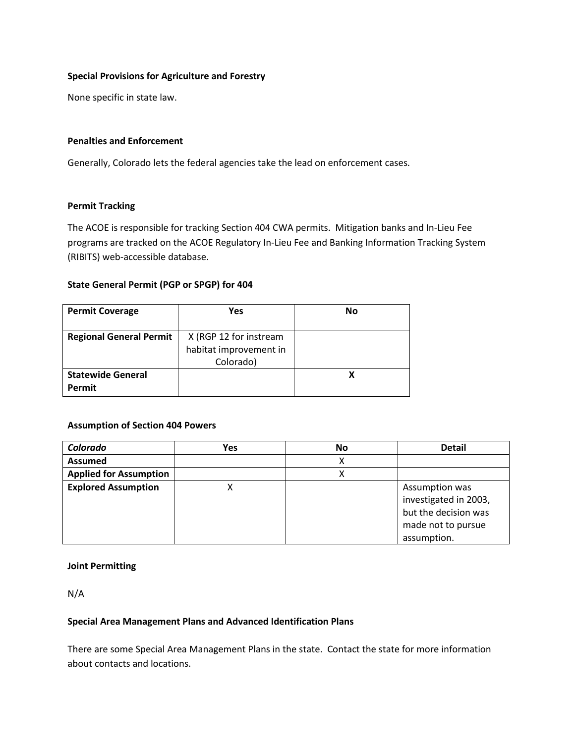**Special Provisions for Agriculture and Forestry**

None specific in state law.

**Penalties and Enforcement**

Generally, Colorado lets the federal agencies take the lead on enforcement cases.

**Permit Tracking**

The ACOE is responsible for tracking Section 404 CWA permits. Mitigation banks and In-Lieu Fee programs are tracked on the ACOE Regulatory In-Lieu Fee and Banking Information Tracking System (RIBITS) web-accessible database.

**State General Permit (PGP or SPGP) for 404**

| **Permit Coverage** | **Yes** | **No** |
|---|---|---|
| **Regional General Permit** | X (RGP 12 for instream habitat improvement in Colorado) | |
| **Statewide General Permit** | | **X** |

**Assumption of Section 404 Powers**

| ***Colorado*** | **Yes** | **No** | **Detail** |
|---|---|---|---|
| **Assumed** | | X | |
| **Applied for Assumption** | | X | |
| **Explored Assumption** | X | | Assumption was investigated in 2003, but the decision was made not to pursue assumption. |

**Joint Permitting**

N/A

**Special Area Management Plans and Advanced Identification Plans**

There are some Special Area Management Plans in the state. Contact the state for more information about contacts and locations.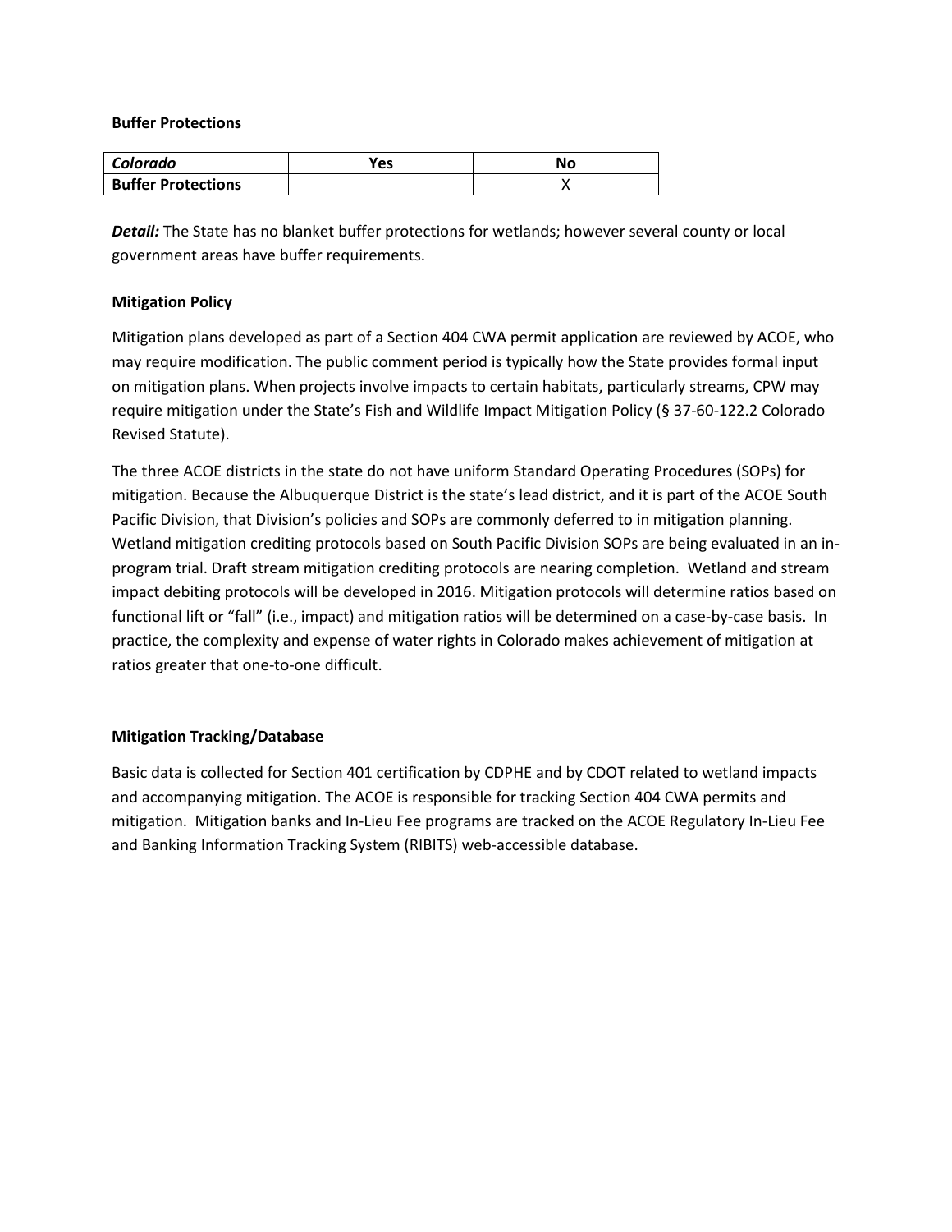**Buffer Protections**

| *Colorado* | Yes | No |
|---|---|---|
| **Buffer Protections** | | X |

***Detail:*** The State has no blanket buffer protections for wetlands; however several county or local government areas have buffer requirements.

**Mitigation Policy**

Mitigation plans developed as part of a Section 404 CWA permit application are reviewed by ACOE, who may require modification. The public comment period is typically how the State provides formal input on mitigation plans. When projects involve impacts to certain habitats, particularly streams, CPW may require mitigation under the State's Fish and Wildlife Impact Mitigation Policy (§ 37-60-122.2 Colorado Revised Statute).

The three ACOE districts in the state do not have uniform Standard Operating Procedures (SOPs) for mitigation. Because the Albuquerque District is the state's lead district, and it is part of the ACOE South Pacific Division, that Division's policies and SOPs are commonly deferred to in mitigation planning. Wetland mitigation crediting protocols based on South Pacific Division SOPs are being evaluated in an in-program trial. Draft stream mitigation crediting protocols are nearing completion. Wetland and stream impact debiting protocols will be developed in 2016. Mitigation protocols will determine ratios based on functional lift or "fall" (i.e., impact) and mitigation ratios will be determined on a case-by-case basis. In practice, the complexity and expense of water rights in Colorado makes achievement of mitigation at ratios greater that one-to-one difficult.

**Mitigation Tracking/Database**

Basic data is collected for Section 401 certification by CDPHE and by CDOT related to wetland impacts and accompanying mitigation. The ACOE is responsible for tracking Section 404 CWA permits and mitigation. Mitigation banks and In-Lieu Fee programs are tracked on the ACOE Regulatory In-Lieu Fee and Banking Information Tracking System (RIBITS) web-accessible database.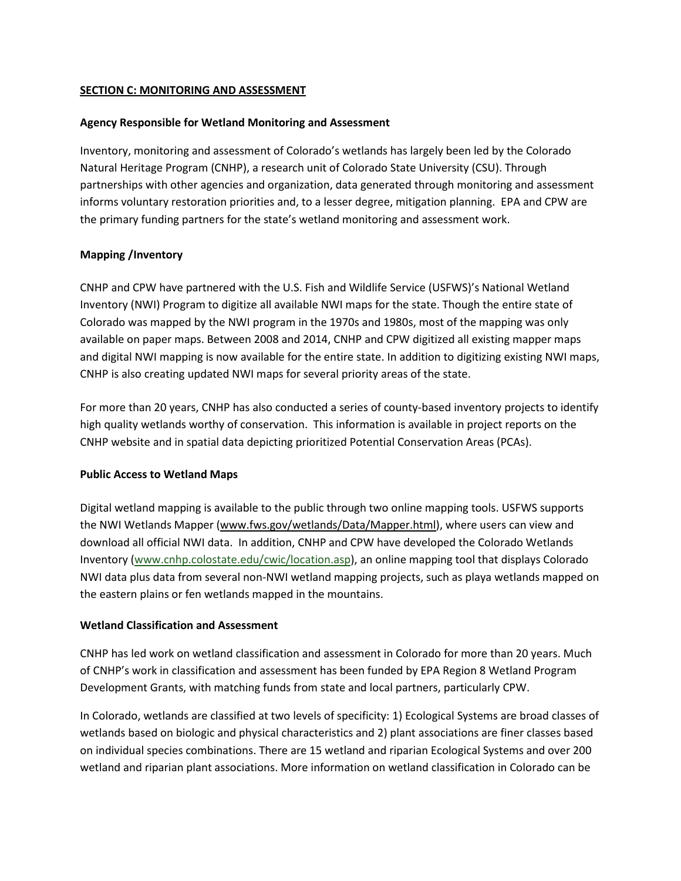## SECTION C: MONITORING AND ASSESSMENT

### Agency Responsible for Wetland Monitoring and Assessment

Inventory, monitoring and assessment of Colorado's wetlands has largely been led by the Colorado Natural Heritage Program (CNHP), a research unit of Colorado State University (CSU). Through partnerships with other agencies and organization, data generated through monitoring and assessment informs voluntary restoration priorities and, to a lesser degree, mitigation planning. EPA and CPW are the primary funding partners for the state's wetland monitoring and assessment work.

### Mapping /Inventory

CNHP and CPW have partnered with the U.S. Fish and Wildlife Service (USFWS)'s National Wetland Inventory (NWI) Program to digitize all available NWI maps for the state. Though the entire state of Colorado was mapped by the NWI program in the 1970s and 1980s, most of the mapping was only available on paper maps. Between 2008 and 2014, CNHP and CPW digitized all existing mapper maps and digital NWI mapping is now available for the entire state. In addition to digitizing existing NWI maps, CNHP is also creating updated NWI maps for several priority areas of the state.

For more than 20 years, CNHP has also conducted a series of county-based inventory projects to identify high quality wetlands worthy of conservation. This information is available in project reports on the CNHP website and in spatial data depicting prioritized Potential Conservation Areas (PCAs).

### Public Access to Wetland Maps

Digital wetland mapping is available to the public through two online mapping tools. USFWS supports the NWI Wetlands Mapper (www.fws.gov/wetlands/Data/Mapper.html), where users can view and download all official NWI data. In addition, CNHP and CPW have developed the Colorado Wetlands Inventory (www.cnhp.colostate.edu/cwic/location.asp), an online mapping tool that displays Colorado NWI data plus data from several non-NWI wetland mapping projects, such as playa wetlands mapped on the eastern plains or fen wetlands mapped in the mountains.

### Wetland Classification and Assessment

CNHP has led work on wetland classification and assessment in Colorado for more than 20 years. Much of CNHP's work in classification and assessment has been funded by EPA Region 8 Wetland Program Development Grants, with matching funds from state and local partners, particularly CPW.

In Colorado, wetlands are classified at two levels of specificity: 1) Ecological Systems are broad classes of wetlands based on biologic and physical characteristics and 2) plant associations are finer classes based on individual species combinations. There are 15 wetland and riparian Ecological Systems and over 200 wetland and riparian plant associations. More information on wetland classification in Colorado can be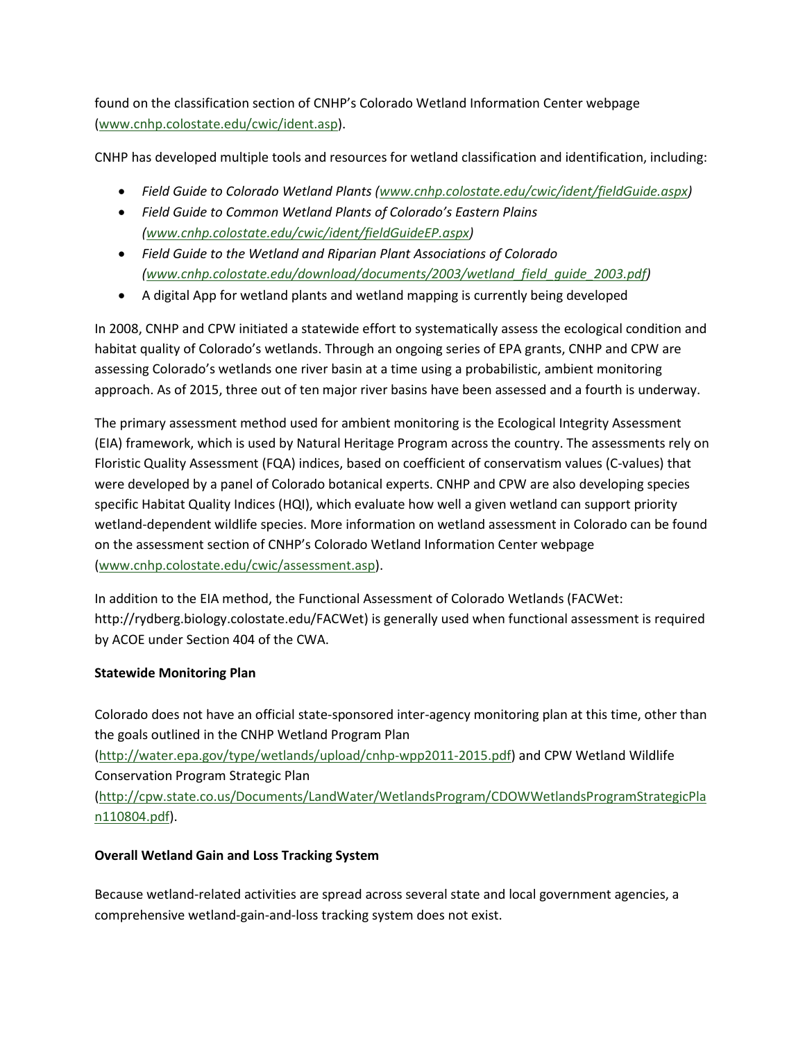found on the classification section of CNHP's Colorado Wetland Information Center webpage (www.cnhp.colostate.edu/cwic/ident.asp).

CNHP has developed multiple tools and resources for wetland classification and identification, including:

- *Field Guide to Colorado Wetland Plants (www.cnhp.colostate.edu/cwic/ident/fieldGuide.aspx)*
- *Field Guide to Common Wetland Plants of Colorado's Eastern Plains (www.cnhp.colostate.edu/cwic/ident/fieldGuideEP.aspx)*
- *Field Guide to the Wetland and Riparian Plant Associations of Colorado (www.cnhp.colostate.edu/download/documents/2003/wetland_field_guide_2003.pdf)*
- A digital App for wetland plants and wetland mapping is currently being developed

In 2008, CNHP and CPW initiated a statewide effort to systematically assess the ecological condition and habitat quality of Colorado's wetlands. Through an ongoing series of EPA grants, CNHP and CPW are assessing Colorado's wetlands one river basin at a time using a probabilistic, ambient monitoring approach. As of 2015, three out of ten major river basins have been assessed and a fourth is underway.

The primary assessment method used for ambient monitoring is the Ecological Integrity Assessment (EIA) framework, which is used by Natural Heritage Program across the country. The assessments rely on Floristic Quality Assessment (FQA) indices, based on coefficient of conservatism values (C-values) that were developed by a panel of Colorado botanical experts. CNHP and CPW are also developing species specific Habitat Quality Indices (HQI), which evaluate how well a given wetland can support priority wetland-dependent wildlife species. More information on wetland assessment in Colorado can be found on the assessment section of CNHP's Colorado Wetland Information Center webpage (www.cnhp.colostate.edu/cwic/assessment.asp).

In addition to the EIA method, the Functional Assessment of Colorado Wetlands (FACWet: http://rydberg.biology.colostate.edu/FACWet) is generally used when functional assessment is required by ACOE under Section 404 of the CWA.

**Statewide Monitoring Plan**

Colorado does not have an official state-sponsored inter-agency monitoring plan at this time, other than the goals outlined in the CNHP Wetland Program Plan (http://water.epa.gov/type/wetlands/upload/cnhp-wpp2011-2015.pdf) and CPW Wetland Wildlife Conservation Program Strategic Plan (http://cpw.state.co.us/Documents/LandWater/WetlandsProgram/CDOWWetlandsProgramStrategicPlan110804.pdf).

**Overall Wetland Gain and Loss Tracking System**

Because wetland-related activities are spread across several state and local government agencies, a comprehensive wetland-gain-and-loss tracking system does not exist.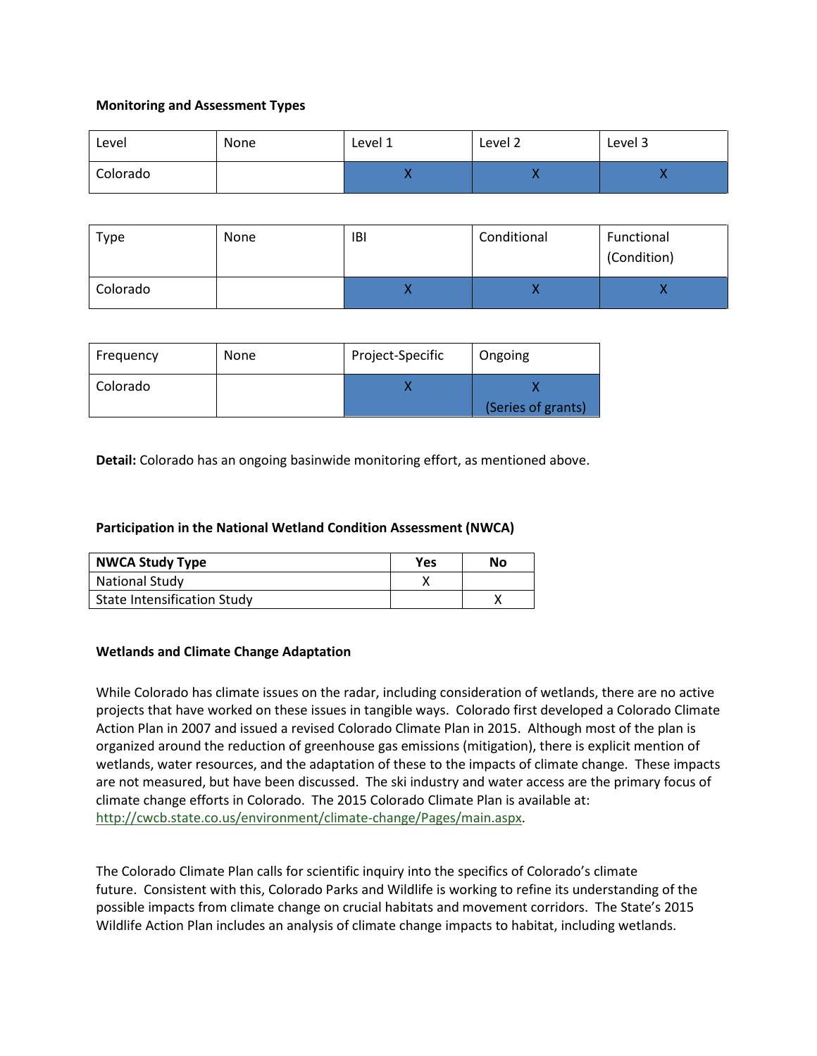**Monitoring and Assessment Types**

| Level | None | Level 1 | Level 2 | Level 3 |
|---|---|---|---|---|
| Colorado | | X | X | X |

| Type | None | IBI | Conditional | Functional (Condition) |
|---|---|---|---|---|
| Colorado | | X | X | X |

| Frequency | None | Project-Specific | Ongoing |
|---|---|---|---|
| Colorado | | X | X (Series of grants) |

**Detail:** Colorado has an ongoing basinwide monitoring effort, as mentioned above.

**Participation in the National Wetland Condition Assessment (NWCA)**

| NWCA Study Type | Yes | No |
|---|---|---|
| National Study | X | |
| State Intensification Study | | X |

**Wetlands and Climate Change Adaptation**

While Colorado has climate issues on the radar, including consideration of wetlands, there are no active projects that have worked on these issues in tangible ways. Colorado first developed a Colorado Climate Action Plan in 2007 and issued a revised Colorado Climate Plan in 2015. Although most of the plan is organized around the reduction of greenhouse gas emissions (mitigation), there is explicit mention of wetlands, water resources, and the adaptation of these to the impacts of climate change. These impacts are not measured, but have been discussed. The ski industry and water access are the primary focus of climate change efforts in Colorado. The 2015 Colorado Climate Plan is available at: http://cwcb.state.co.us/environment/climate-change/Pages/main.aspx.

The Colorado Climate Plan calls for scientific inquiry into the specifics of Colorado's climate future. Consistent with this, Colorado Parks and Wildlife is working to refine its understanding of the possible impacts from climate change on crucial habitats and movement corridors. The State's 2015 Wildlife Action Plan includes an analysis of climate change impacts to habitat, including wetlands.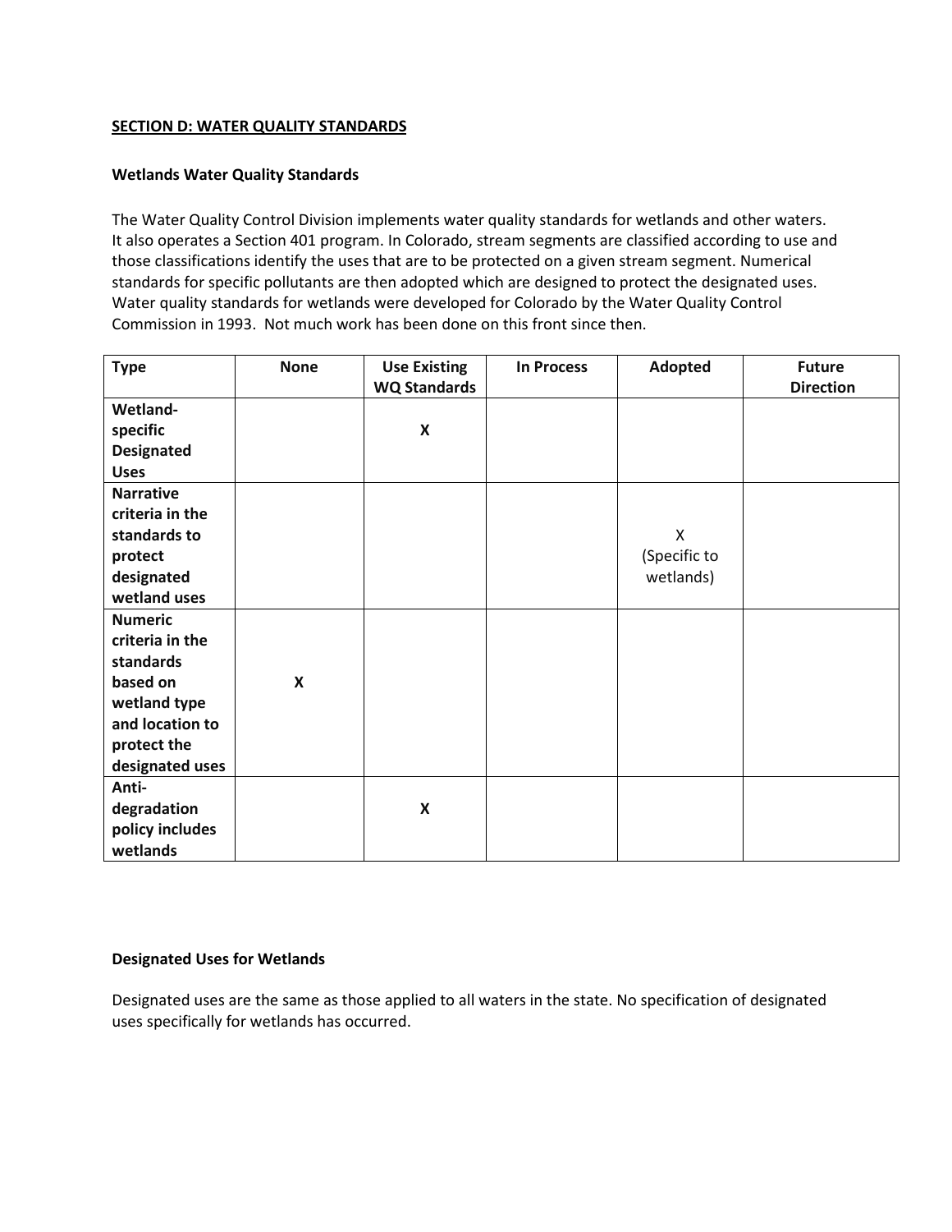**SECTION D: WATER QUALITY STANDARDS**

**Wetlands Water Quality Standards**

The Water Quality Control Division implements water quality standards for wetlands and other waters. It also operates a Section 401 program. In Colorado, stream segments are classified according to use and those classifications identify the uses that are to be protected on a given stream segment. Numerical standards for specific pollutants are then adopted which are designed to protect the designated uses. Water quality standards for wetlands were developed for Colorado by the Water Quality Control Commission in 1993. Not much work has been done on this front since then.

| Type | None | Use Existing WQ Standards | In Process | Adopted | Future Direction |
|---|---|---|---|---|---|
| **Wetland-specific Designated Uses** | | **X** | | | |
| **Narrative criteria in the standards to protect designated wetland uses** | | | | X (Specific to wetlands) | |
| **Numeric criteria in the standards based on wetland type and location to protect the designated uses** | **X** | | | | |
| **Anti-degradation policy includes wetlands** | | **X** | | | |

**Designated Uses for Wetlands**

Designated uses are the same as those applied to all waters in the state. No specification of designated uses specifically for wetlands has occurred.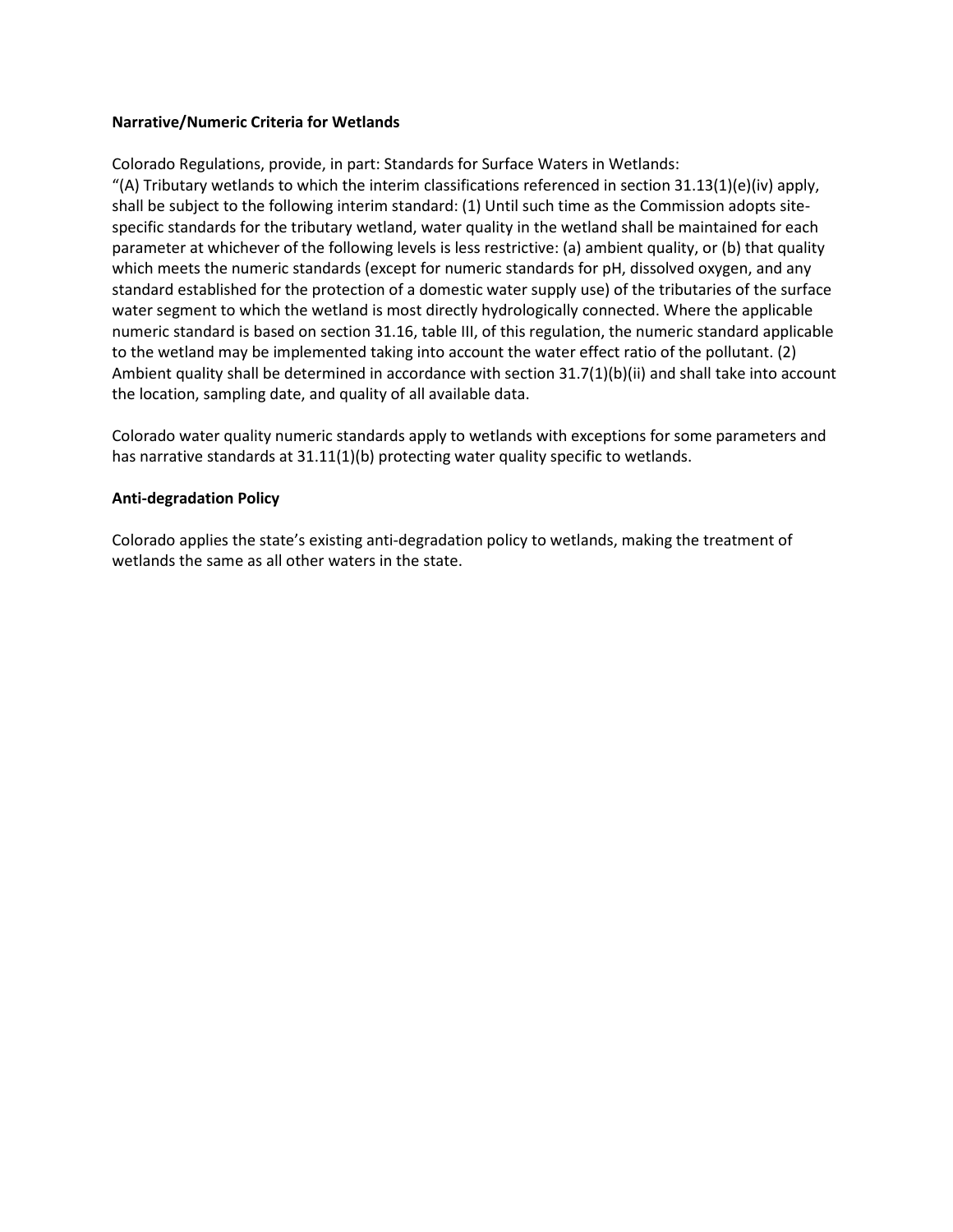**Narrative/Numeric Criteria for Wetlands**

Colorado Regulations, provide, in part: Standards for Surface Waters in Wetlands:
"(A) Tributary wetlands to which the interim classifications referenced in section 31.13(1)(e)(iv) apply, shall be subject to the following interim standard: (1) Until such time as the Commission adopts site-specific standards for the tributary wetland, water quality in the wetland shall be maintained for each parameter at whichever of the following levels is less restrictive: (a) ambient quality, or (b) that quality which meets the numeric standards (except for numeric standards for pH, dissolved oxygen, and any standard established for the protection of a domestic water supply use) of the tributaries of the surface water segment to which the wetland is most directly hydrologically connected. Where the applicable numeric standard is based on section 31.16, table III, of this regulation, the numeric standard applicable to the wetland may be implemented taking into account the water effect ratio of the pollutant. (2) Ambient quality shall be determined in accordance with section 31.7(1)(b)(ii) and shall take into account the location, sampling date, and quality of all available data.

Colorado water quality numeric standards apply to wetlands with exceptions for some parameters and has narrative standards at 31.11(1)(b) protecting water quality specific to wetlands.

**Anti-degradation Policy**

Colorado applies the state's existing anti-degradation policy to wetlands, making the treatment of wetlands the same as all other waters in the state.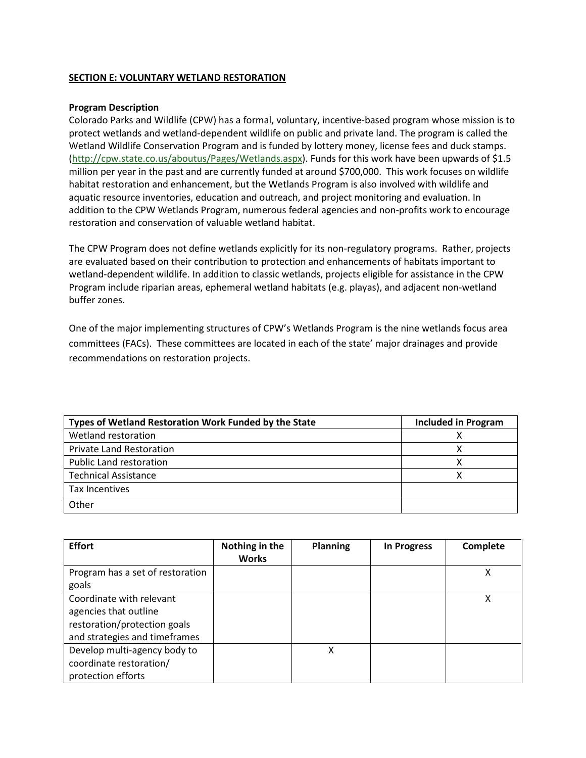**SECTION E: VOLUNTARY WETLAND RESTORATION**

**Program Description**

Colorado Parks and Wildlife (CPW) has a formal, voluntary, incentive-based program whose mission is to protect wetlands and wetland-dependent wildlife on public and private land. The program is called the Wetland Wildlife Conservation Program and is funded by lottery money, license fees and duck stamps. (http://cpw.state.co.us/aboutus/Pages/Wetlands.aspx). Funds for this work have been upwards of $1.5 million per year in the past and are currently funded at around $700,000. This work focuses on wildlife habitat restoration and enhancement, but the Wetlands Program is also involved with wildlife and aquatic resource inventories, education and outreach, and project monitoring and evaluation. In addition to the CPW Wetlands Program, numerous federal agencies and non-profits work to encourage restoration and conservation of valuable wetland habitat.

The CPW Program does not define wetlands explicitly for its non-regulatory programs. Rather, projects are evaluated based on their contribution to protection and enhancements of habitats important to wetland-dependent wildlife. In addition to classic wetlands, projects eligible for assistance in the CPW Program include riparian areas, ephemeral wetland habitats (e.g. playas), and adjacent non-wetland buffer zones.

One of the major implementing structures of CPW's Wetlands Program is the nine wetlands focus area committees (FACs). These committees are located in each of the state' major drainages and provide recommendations on restoration projects.

| Types of Wetland Restoration Work Funded by the State | Included in Program |
|---|---|
| Wetland restoration | X |
| Private Land Restoration | X |
| Public Land restoration | X |
| Technical Assistance | X |
| Tax Incentives | |
| Other | |

| Effort | Nothing in the Works | Planning | In Progress | Complete |
|---|---|---|---|---|
| Program has a set of restoration goals | | | | X |
| Coordinate with relevant agencies that outline restoration/protection goals and strategies and timeframes | | | | X |
| Develop multi-agency body to coordinate restoration/ protection efforts | | X | | |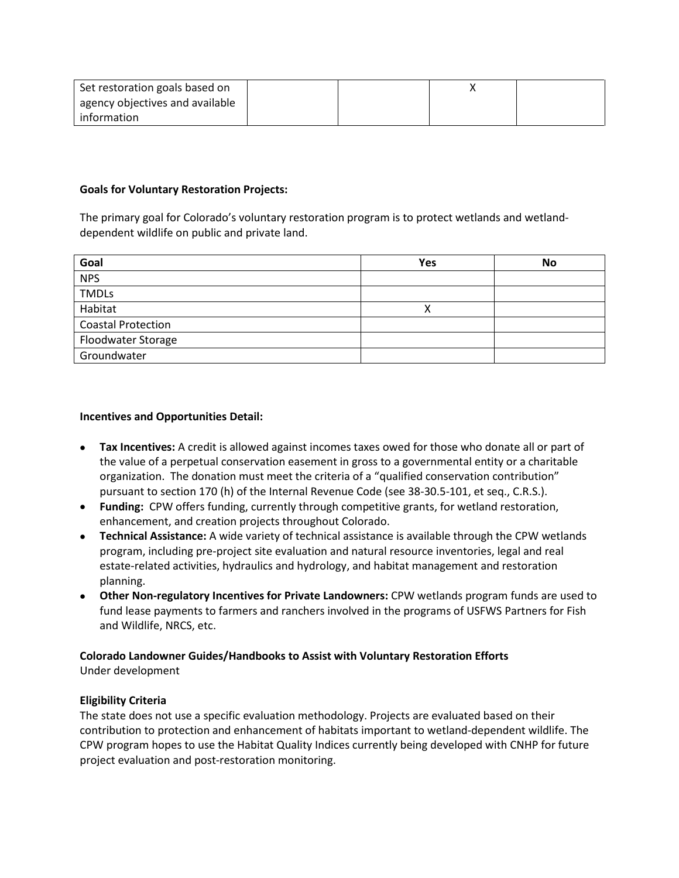| Set restoration goals based on agency objectives and available information | | | X | |
|---|---|---|---|---|

**Goals for Voluntary Restoration Projects:**

The primary goal for Colorado's voluntary restoration program is to protect wetlands and wetland-dependent wildlife on public and private land.

| Goal | Yes | No |
|---|---|---|
| NPS | | |
| TMDLs | | |
| Habitat | X | |
| Coastal Protection | | |
| Floodwater Storage | | |
| Groundwater | | |

**Incentives and Opportunities Detail:**

- **Tax Incentives:** A credit is allowed against incomes taxes owed for those who donate all or part of the value of a perpetual conservation easement in gross to a governmental entity or a charitable organization. The donation must meet the criteria of a "qualified conservation contribution" pursuant to section 170 (h) of the Internal Revenue Code (see 38-30.5-101, et seq., C.R.S.).
- **Funding:** CPW offers funding, currently through competitive grants, for wetland restoration, enhancement, and creation projects throughout Colorado.
- **Technical Assistance:** A wide variety of technical assistance is available through the CPW wetlands program, including pre-project site evaluation and natural resource inventories, legal and real estate-related activities, hydraulics and hydrology, and habitat management and restoration planning.
- **Other Non-regulatory Incentives for Private Landowners:** CPW wetlands program funds are used to fund lease payments to farmers and ranchers involved in the programs of USFWS Partners for Fish and Wildlife, NRCS, etc.

**Colorado Landowner Guides/Handbooks to Assist with Voluntary Restoration Efforts**
Under development

**Eligibility Criteria**
The state does not use a specific evaluation methodology. Projects are evaluated based on their contribution to protection and enhancement of habitats important to wetland-dependent wildlife. The CPW program hopes to use the Habitat Quality Indices currently being developed with CNHP for future project evaluation and post-restoration monitoring.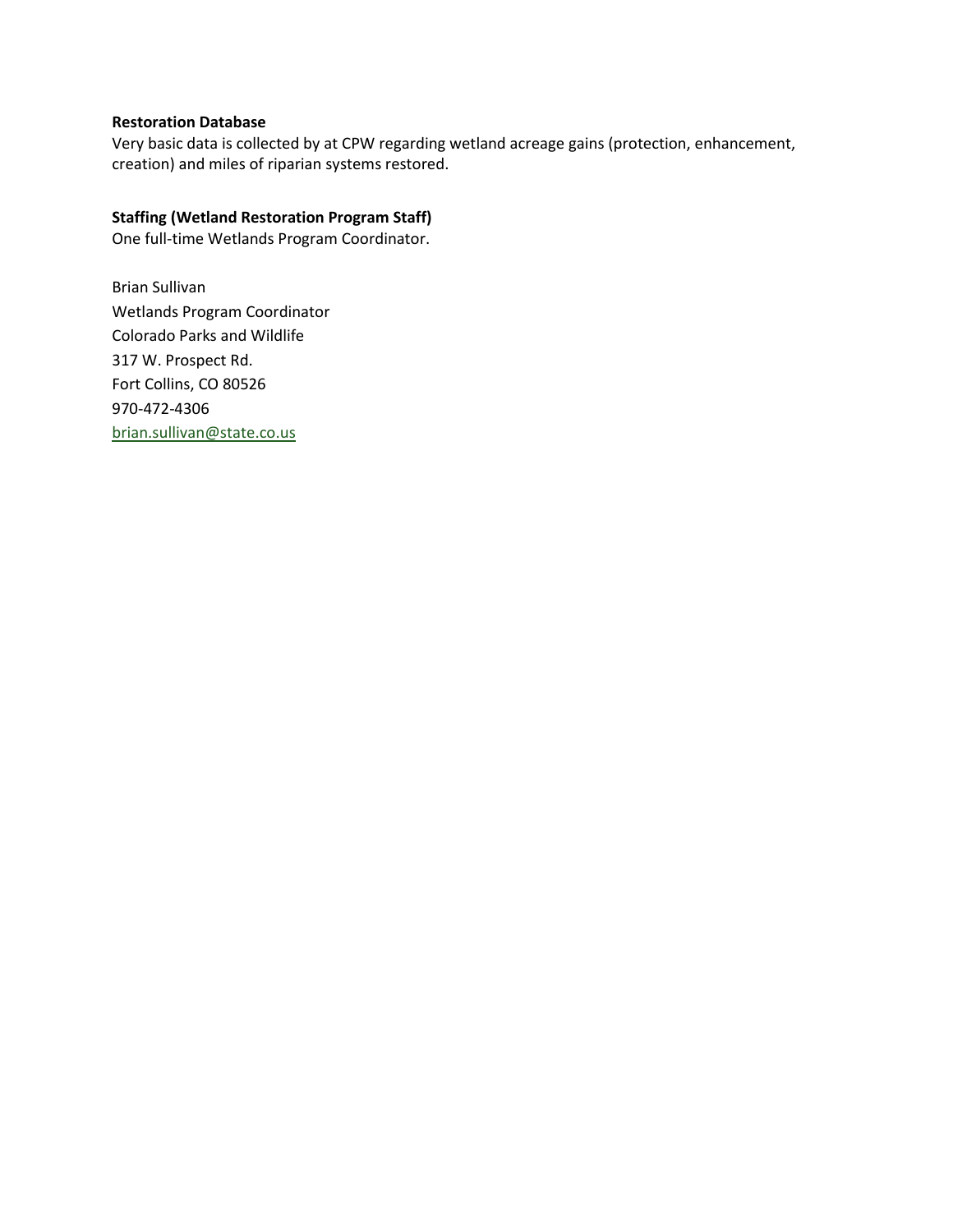**Restoration Database**

Very basic data is collected by at CPW regarding wetland acreage gains (protection, enhancement, creation) and miles of riparian systems restored.

**Staffing (Wetland Restoration Program Staff)**

One full-time Wetlands Program Coordinator.

Brian Sullivan  
Wetlands Program Coordinator  
Colorado Parks and Wildlife  
317 W. Prospect Rd.  
Fort Collins, CO 80526  
970-472-4306  
brian.sullivan@state.co.us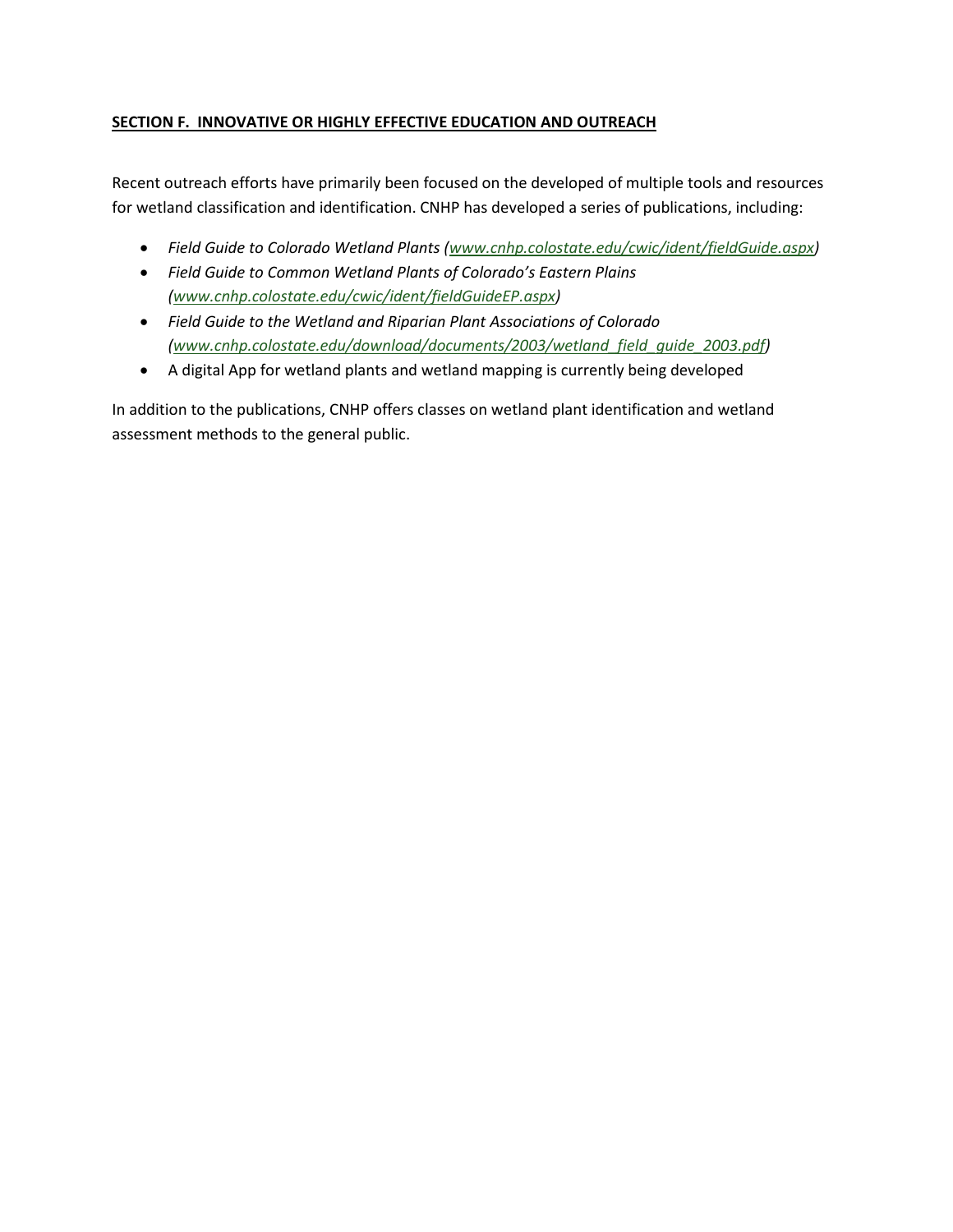**<u>SECTION F. INNOVATIVE OR HIGHLY EFFECTIVE EDUCATION AND OUTREACH</u>**

Recent outreach efforts have primarily been focused on the developed of multiple tools and resources for wetland classification and identification. CNHP has developed a series of publications, including:

- *Field Guide to Colorado Wetland Plants (www.cnhp.colostate.edu/cwic/ident/fieldGuide.aspx)*
- *Field Guide to Common Wetland Plants of Colorado's Eastern Plains (www.cnhp.colostate.edu/cwic/ident/fieldGuideEP.aspx)*
- *Field Guide to the Wetland and Riparian Plant Associations of Colorado (www.cnhp.colostate.edu/download/documents/2003/wetland_field_guide_2003.pdf)*
- A digital App for wetland plants and wetland mapping is currently being developed

In addition to the publications, CNHP offers classes on wetland plant identification and wetland assessment methods to the general public.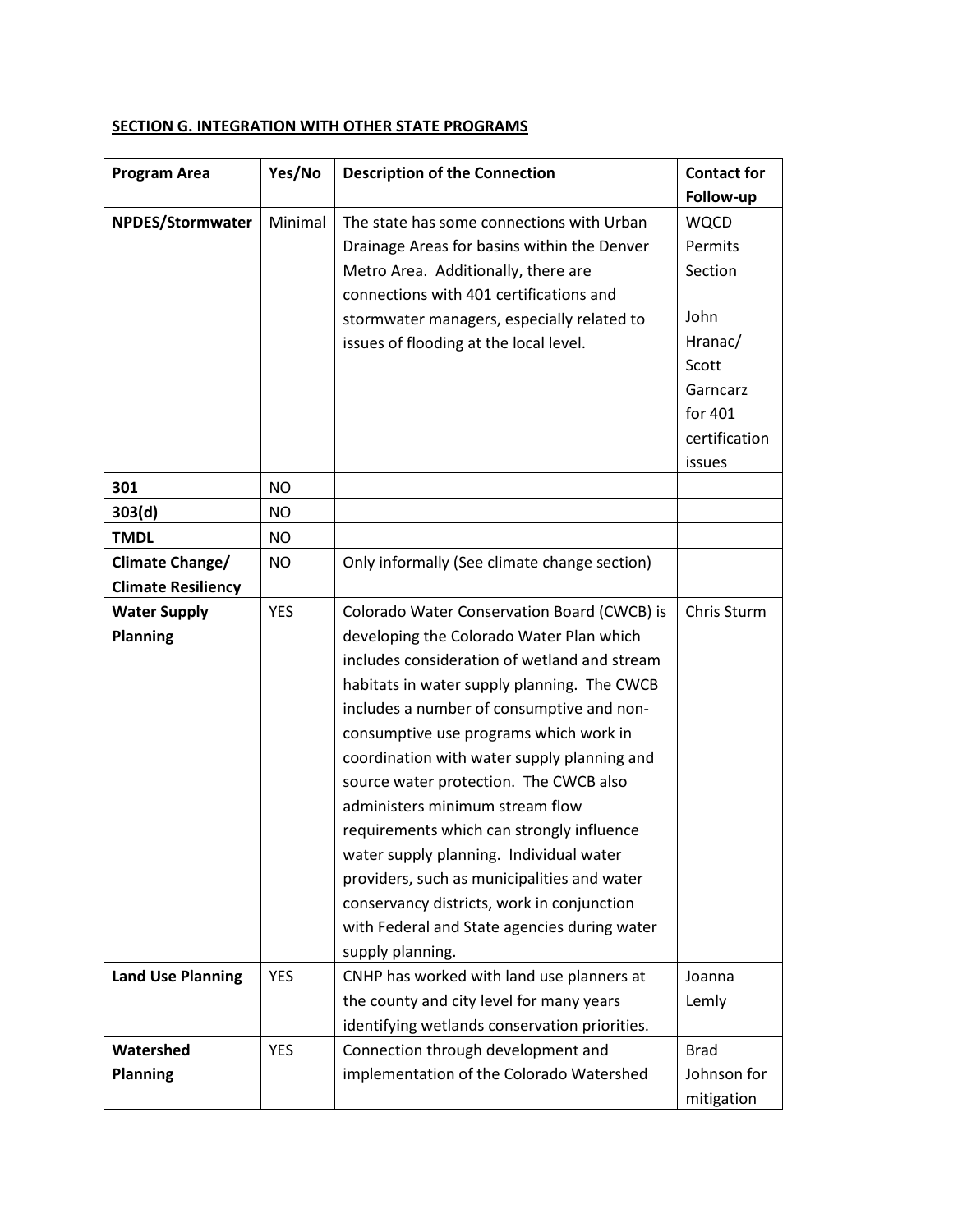**SECTION G. INTEGRATION WITH OTHER STATE PROGRAMS**

| Program Area | Yes/No | Description of the Connection | Contact for Follow-up |
|---|---|---|---|
| **NPDES/Stormwater** | Minimal | The state has some connections with Urban Drainage Areas for basins within the Denver Metro Area. Additionally, there are connections with 401 certifications and stormwater managers, especially related to issues of flooding at the local level. | WQCD Permits Section<br><br>John Hranac/ Scott Garncarz for 401 certification issues |
| **301** | NO | | |
| **303(d)** | NO | | |
| **TMDL** | NO | | |
| **Climate Change/ Climate Resiliency** | NO | Only informally (See climate change section) | |
| **Water Supply Planning** | YES | Colorado Water Conservation Board (CWCB) is developing the Colorado Water Plan which includes consideration of wetland and stream habitats in water supply planning. The CWCB includes a number of consumptive and non-consumptive use programs which work in coordination with water supply planning and source water protection. The CWCB also administers minimum stream flow requirements which can strongly influence water supply planning. Individual water providers, such as municipalities and water conservancy districts, work in conjunction with Federal and State agencies during water supply planning. | Chris Sturm |
| **Land Use Planning** | YES | CNHP has worked with land use planners at the county and city level for many years identifying wetlands conservation priorities. | Joanna Lemly |
| **Watershed Planning** | YES | Connection through development and implementation of the Colorado Watershed | Brad Johnson for mitigation |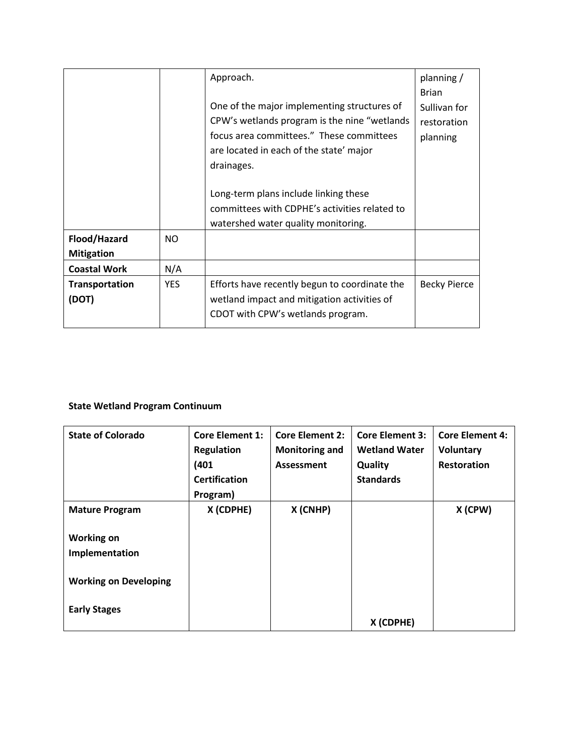| | | | |
|---|---|---|---|
| | | Approach.<br><br>One of the major implementing structures of CPW's wetlands program is the nine "wetlands focus area committees." These committees are located in each of the state' major drainages.<br><br>Long-term plans include linking these committees with CDPHE's activities related to watershed water quality monitoring. | planning / Brian Sullivan for restoration planning |
| **Flood/Hazard Mitigation** | NO | | |
| **Coastal Work** | N/A | | |
| **Transportation (DOT)** | YES | Efforts have recently begun to coordinate the wetland impact and mitigation activities of CDOT with CPW's wetlands program. | Becky Pierce |

**State Wetland Program Continuum**

| **State of Colorado** | **Core Element 1: Regulation (401 Certification Program)** | **Core Element 2: Monitoring and Assessment** | **Core Element 3: Wetland Water Quality Standards** | **Core Element 4: Voluntary Restoration** |
|---|---|---|---|---|
| **Mature Program** | **X (CDPHE)** | **X (CNHP)** | | **X (CPW)** |
| **Working on Implementation** | | | | |
| **Working on Developing** | | | | |
| **Early Stages** | | | **X (CDPHE)** | |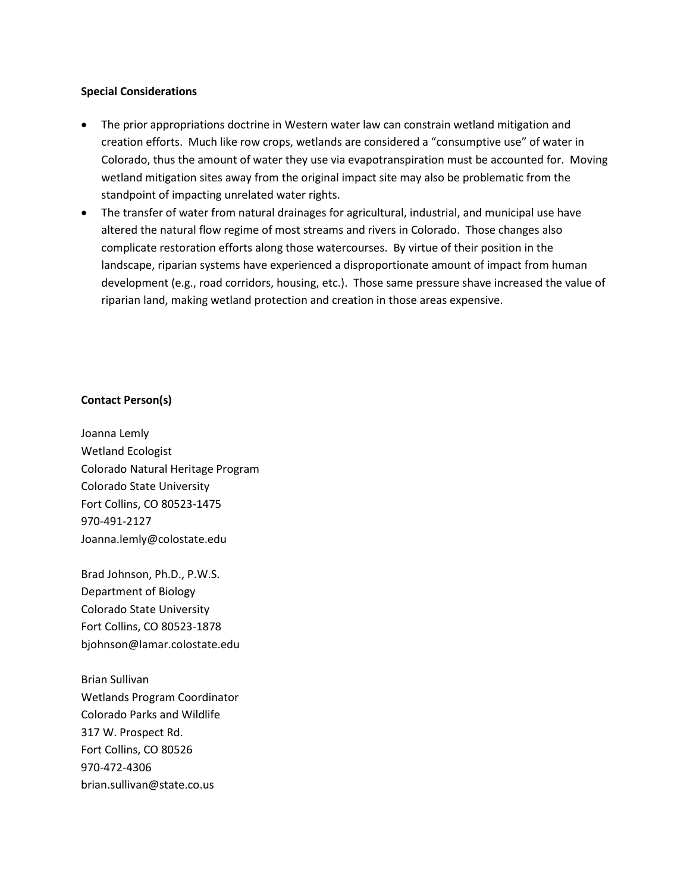**Special Considerations**

- The prior appropriations doctrine in Western water law can constrain wetland mitigation and creation efforts. Much like row crops, wetlands are considered a "consumptive use" of water in Colorado, thus the amount of water they use via evapotranspiration must be accounted for. Moving wetland mitigation sites away from the original impact site may also be problematic from the standpoint of impacting unrelated water rights.
- The transfer of water from natural drainages for agricultural, industrial, and municipal use have altered the natural flow regime of most streams and rivers in Colorado. Those changes also complicate restoration efforts along those watercourses. By virtue of their position in the landscape, riparian systems have experienced a disproportionate amount of impact from human development (e.g., road corridors, housing, etc.). Those same pressure shave increased the value of riparian land, making wetland protection and creation in those areas expensive.

**Contact Person(s)**

Joanna Lemly
Wetland Ecologist
Colorado Natural Heritage Program
Colorado State University
Fort Collins, CO 80523-1475
970-491-2127
Joanna.lemly@colostate.edu

Brad Johnson, Ph.D., P.W.S.
Department of Biology
Colorado State University
Fort Collins, CO 80523-1878
bjohnson@lamar.colostate.edu

Brian Sullivan
Wetlands Program Coordinator
Colorado Parks and Wildlife
317 W. Prospect Rd.
Fort Collins, CO 80526
970-472-4306
brian.sullivan@state.co.us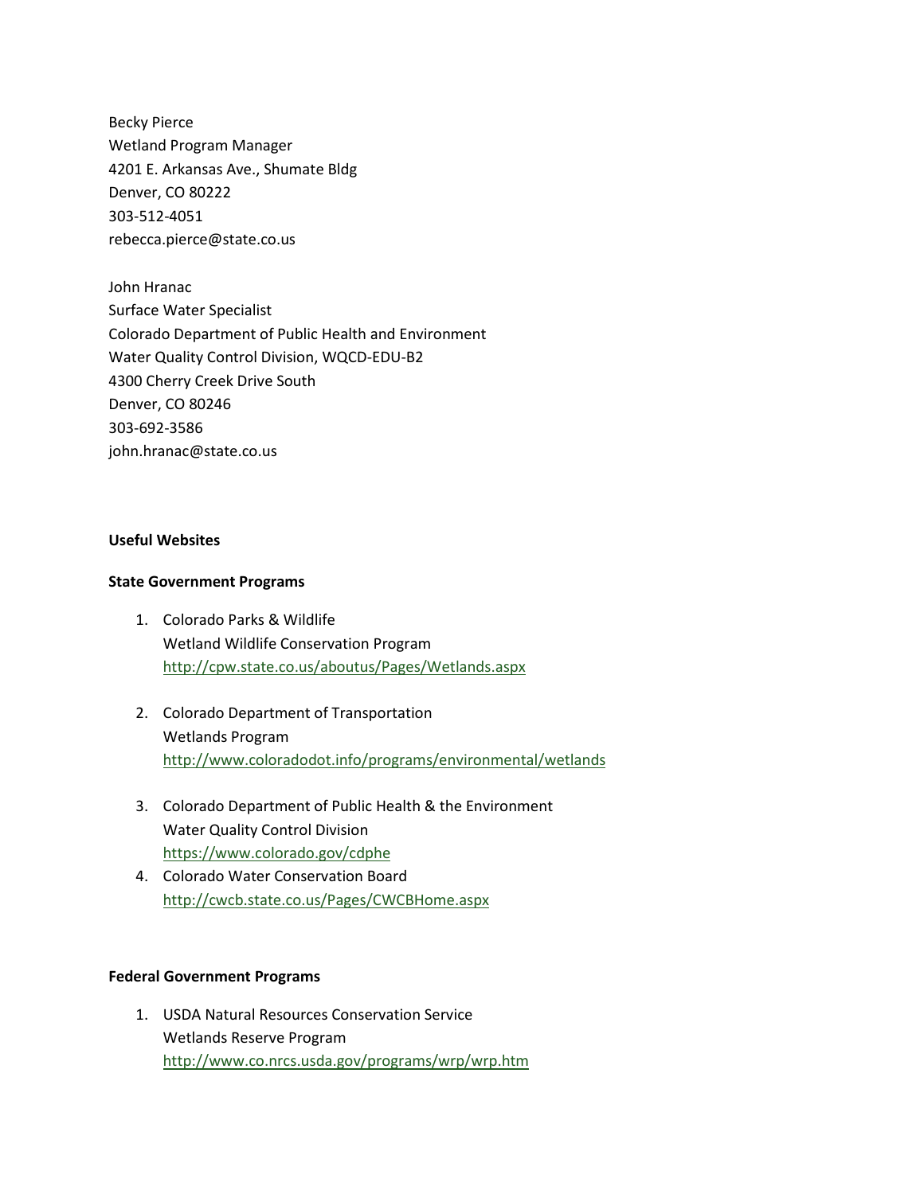Becky Pierce
Wetland Program Manager
4201 E. Arkansas Ave., Shumate Bldg
Denver, CO 80222
303-512-4051
rebecca.pierce@state.co.us

John Hranac
Surface Water Specialist
Colorado Department of Public Health and Environment
Water Quality Control Division, WQCD-EDU-B2
4300 Cherry Creek Drive South
Denver, CO 80246
303-692-3586
john.hranac@state.co.us

**Useful Websites**

**State Government Programs**

1. Colorado Parks & Wildlife
   Wetland Wildlife Conservation Program
   http://cpw.state.co.us/aboutus/Pages/Wetlands.aspx

2. Colorado Department of Transportation
   Wetlands Program
   http://www.coloradodot.info/programs/environmental/wetlands

3. Colorado Department of Public Health & the Environment
   Water Quality Control Division
   https://www.colorado.gov/cdphe
4. Colorado Water Conservation Board
   http://cwcb.state.co.us/Pages/CWCBHome.aspx

**Federal Government Programs**

1. USDA Natural Resources Conservation Service
   Wetlands Reserve Program
   http://www.co.nrcs.usda.gov/programs/wrp/wrp.htm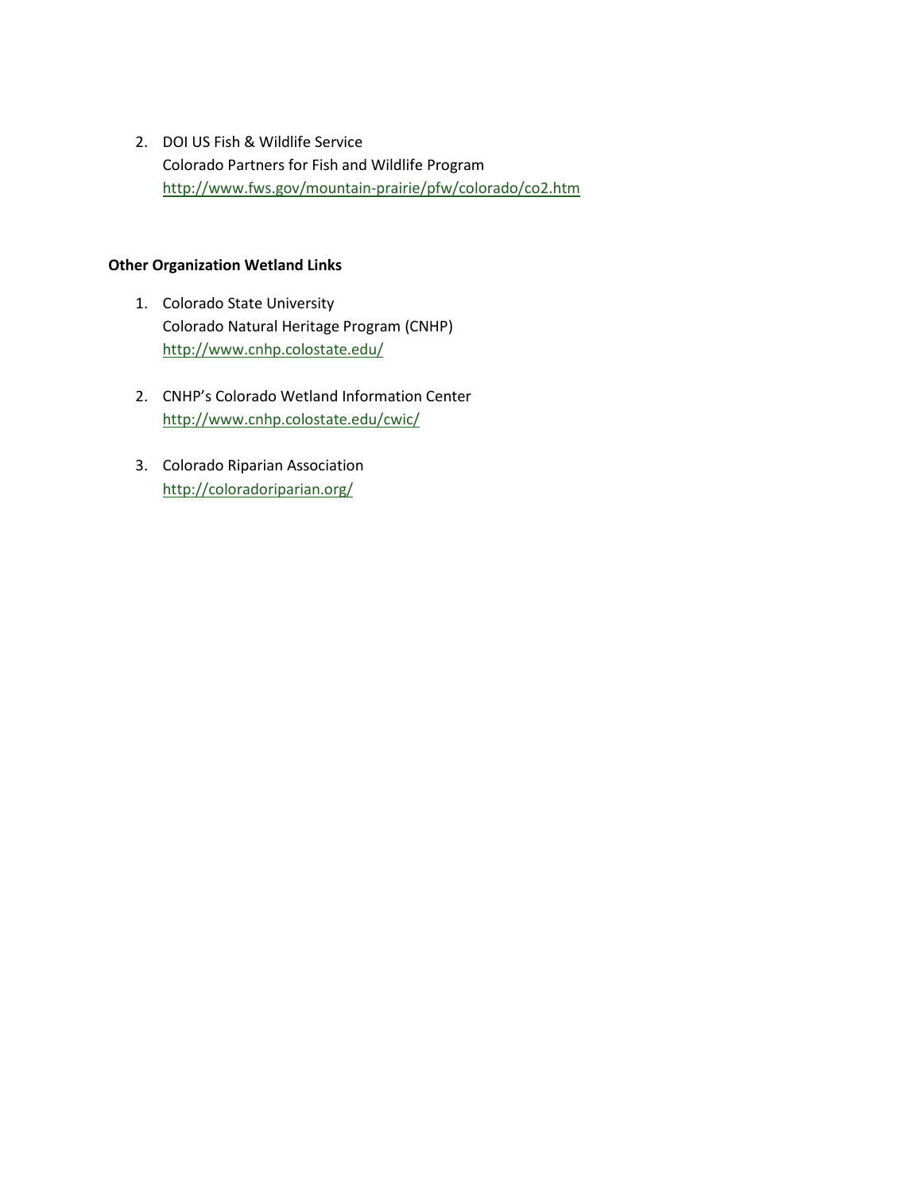2. DOI US Fish & Wildlife Service
   Colorado Partners for Fish and Wildlife Program
   http://www.fws.gov/mountain-prairie/pfw/colorado/co2.htm

**Other Organization Wetland Links**

1. Colorado State University
   Colorado Natural Heritage Program (CNHP)
   http://www.cnhp.colostate.edu/

2. CNHP's Colorado Wetland Information Center
   http://www.cnhp.colostate.edu/cwic/

3. Colorado Riparian Association
   http://coloradoriparian.org/